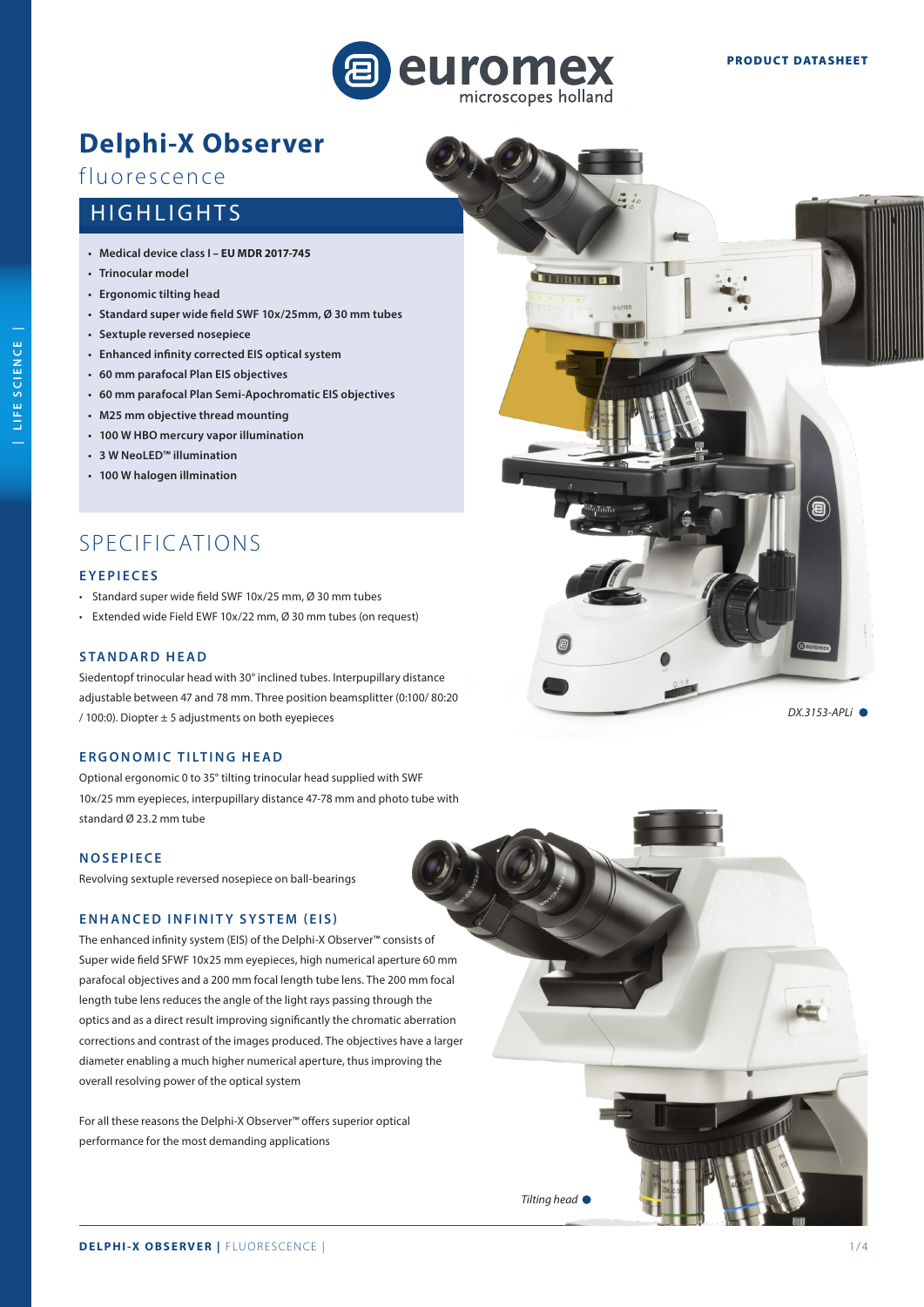PRODUCT DATASHEET

# Delphi-X Observer

fluorescence

## HIGHLIGHTS

- **Medical device class I – EU MDR 2017-745**
- **Trinocular model**
- **Ergonomic tilting head**
- **Standard super wide field SWF 10x/25mm, Ø 30 mm tubes**
- **Sextuple reversed nosepiece**
- **Enhanced infinity corrected EIS optical system**
- **60 mm parafocal Plan EIS objectives**
- **60 mm parafocal Plan Semi-Apochromatic EIS objectives**
- **M25 mm objective thread mounting**
- **100 W HBO mercury vapor illumination**
- **3 W NeoLED™ illumination**
- **100 W halogen illmination**

## SPECIFICATIONS

### EYEPIECES

- Standard super wide field SWF 10x/25 mm, Ø 30 mm tubes
- Extended wide Field EWF 10x/22 mm, Ø 30 mm tubes (on request)

### STANDARD HEAD

Siedentopf trinocular head with 30° inclined tubes. Interpupillary distance adjustable between 47 and 78 mm. Three position beamsplitter (0:100/ 80:20 / 100:0). Diopter ± 5 adjustments on both eyepieces

### ERGONOMIC TILTING HEAD

Optional ergonomic 0 to 35° tilting trinocular head supplied with SWF 10x/25 mm eyepieces, interpupillary distance 47-78 mm and photo tube with standard Ø 23.2 mm tube

### NOSEPIECE

Revolving sextuple reversed nosepiece on ball-bearings

### ENHANCED INFINITY SYSTEM (EIS)

The enhanced infinity system (EIS) of the Delphi-X Observer™ consists of Super wide field SFWF 10x25 mm eyepieces, high numerical aperture 60 mm parafocal objectives and a 200 mm focal length tube lens. The 200 mm focal length tube lens reduces the angle of the light rays passing through the optics and as a direct result improving significantly the chromatic aberration corrections and contrast of the images produced. The objectives have a larger diameter enabling a much higher numerical aperture, thus improving the overall resolving power of the optical system

For all these reasons the Delphi-X Observer™ offers superior optical performance for the most demanding applications

*DX.3153-APLi*

*Tilting head*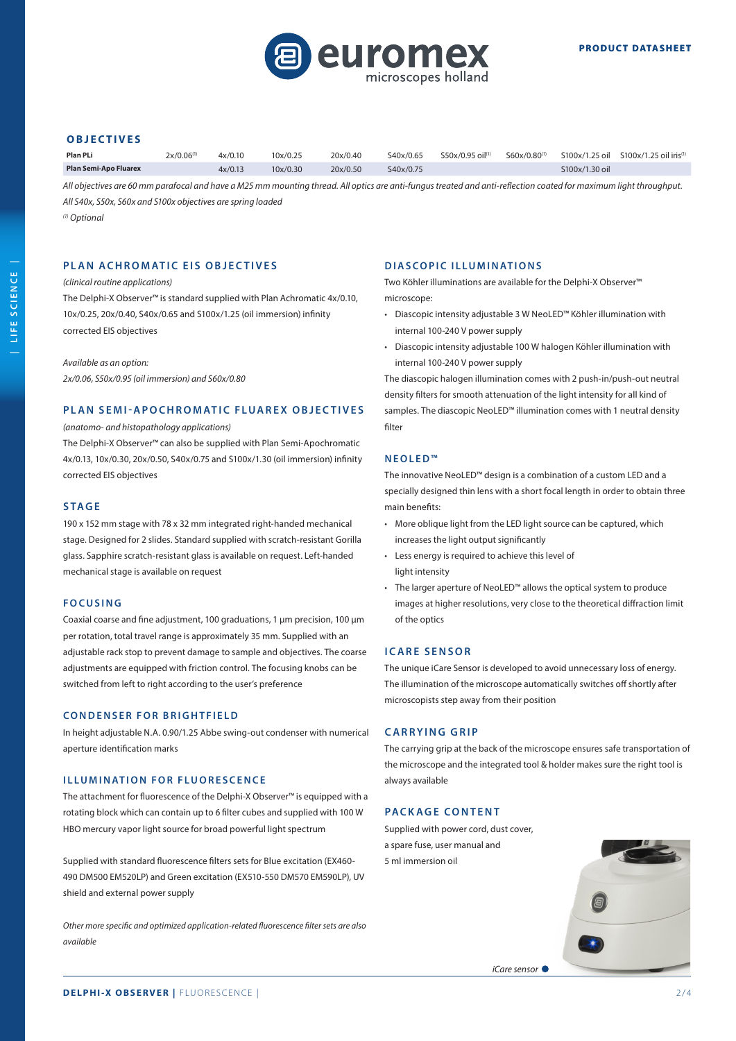## OBJECTIVES

| | | | | | | | | | |
|---|---|---|---|---|---|---|---|---|---|
| **Plan PLi** | 2x/0.06[1] | 4x/0.10 | 10x/0.25 | 20x/0.40 | S40x/0.65 | S50x/0.95 oil[1] | S60x/0.80[1] | S100x/1.25 oil | S100x/1.25 oil iris[1] |
| **Plan Semi-Apo Fluarex** | | 4x/0.13 | 10x/0.30 | 20x/0.50 | S40x/0.75 | | | S100x/1.30 oil | |

*All objectives are 60 mm parafocal and have a M25 mm mounting thread. All optics are anti-fungus treated and anti-reflection coated for maximum light throughput.*

*All S40x, S50x, S60x and S100x objectives are spring loaded*

*[1] Optional*

### PLAN ACHROMATIC EIS OBJECTIVES

*(clinical routine applications)*

The Delphi-X Observer™ is standard supplied with Plan Achromatic 4x/0.10, 10x/0.25, 20x/0.40, S40x/0.65 and S100x/1.25 (oil immersion) infinity corrected EIS objectives

*Available as an option:*
*2x/0.06, S50x/0.95 (oil immersion) and S60x/0.80*

### PLAN SEMI-APOCHROMATIC FLUAREX OBJECTIVES

*(anatomo- and histopathology applications)*

The Delphi-X Observer™ can also be supplied with Plan Semi-Apochromatic 4x/0.13, 10x/0.30, 20x/0.50, S40x/0.75 and S100x/1.30 (oil immersion) infinity corrected EIS objectives

### STAGE

190 x 152 mm stage with 78 x 32 mm integrated right-handed mechanical stage. Designed for 2 slides. Standard supplied with scratch-resistant Gorilla glass. Sapphire scratch-resistant glass is available on request. Left-handed mechanical stage is available on request

### FOCUSING

Coaxial coarse and fine adjustment, 100 graduations, 1 µm precision, 100 µm per rotation, total travel range is approximately 35 mm. Supplied with an adjustable rack stop to prevent damage to sample and objectives. The coarse adjustments are equipped with friction control. The focusing knobs can be switched from left to right according to the user's preference

### CONDENSER FOR BRIGHTFIELD

In height adjustable N.A. 0.90/1.25 Abbe swing-out condenser with numerical aperture identification marks

### ILLUMINATION FOR FLUORESCENCE

The attachment for fluorescence of the Delphi-X Observer™ is equipped with a rotating block which can contain up to 6 filter cubes and supplied with 100 W HBO mercury vapor light source for broad powerful light spectrum

Supplied with standard fluorescence filters sets for Blue excitation (EX460-490 DM500 EM520LP) and Green excitation (EX510-550 DM570 EM590LP), UV shield and external power supply

*Other more specific and optimized application-related fluorescence filter sets are also available*

### DIASCOPIC ILLUMINATIONS

Two Köhler illuminations are available for the Delphi-X Observer™ microscope:

- Diascopic intensity adjustable 3 W NeoLED™ Köhler illumination with internal 100-240 V power supply
- Diascopic intensity adjustable 100 W halogen Köhler illumination with internal 100-240 V power supply

The diascopic halogen illumination comes with 2 push-in/push-out neutral density filters for smooth attenuation of the light intensity for all kind of samples. The diascopic NeoLED™ illumination comes with 1 neutral density filter

### NEOLED™

The innovative NeoLED™ design is a combination of a custom LED and a specially designed thin lens with a short focal length in order to obtain three main benefits:

- More oblique light from the LED light source can be captured, which increases the light output significantly
- Less energy is required to achieve this level of light intensity
- The larger aperture of NeoLED™ allows the optical system to produce images at higher resolutions, very close to the theoretical diffraction limit of the optics

### ICARE SENSOR

The unique iCare Sensor is developed to avoid unnecessary loss of energy. The illumination of the microscope automatically switches off shortly after microscopists step away from their position

### CARRYING GRIP

The carrying grip at the back of the microscope ensures safe transportation of the microscope and the integrated tool & holder makes sure the right tool is always available

### PACKAGE CONTENT

Supplied with power cord, dust cover, a spare fuse, user manual and 5 ml immersion oil

*iCare sensor*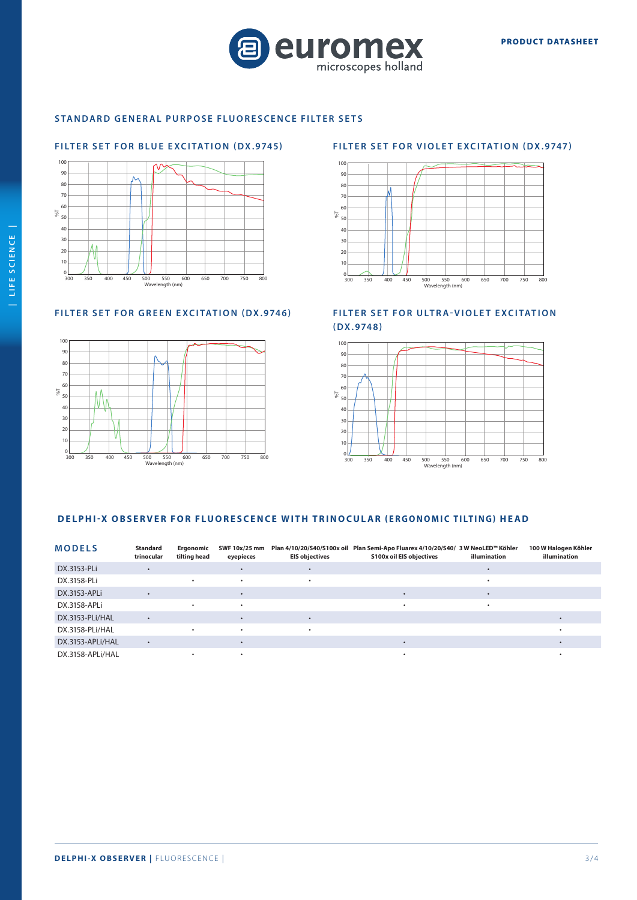## STANDARD GENERAL PURPOSE FLUORESCENCE FILTER SETS

### FILTER SET FOR BLUE EXCITATION (DX.9745)

### FILTER SET FOR VIOLET EXCITATION (DX.9747)

### FILTER SET FOR GREEN EXCITATION (DX.9746)

### FILTER SET FOR ULTRA-VIOLET EXCITATION (DX.9748)

## DELPHI-X OBSERVER FOR FLUORESCENCE WITH TRINOCULAR (ERGONOMIC TILTING) HEAD

| MODELS | Standard trinocular | Ergonomic tilting head | SWF 10x/25 mm eyepieces | Plan 4/10/20/S40/S100x oil EIS objectives | Plan Semi-Apo Fluarex 4/10/20/S40/ S100x oil EIS objectives | 3 W NeoLED™ Köhler illumination | 100 W Halogen Köhler illumination |
|---|---|---|---|---|---|---|---|
| DX.3153-PLi | • | | • | • | | • | |
| DX.3158-PLi | | • | • | • | | • | |
| DX.3153-APLi | • | | • | | • | • | |
| DX.3158-APLi | | • | • | | • | • | |
| DX.3153-PLi/HAL | • | | • | • | | | • |
| DX.3158-PLi/HAL | | • | • | • | | | • |
| DX.3153-APLi/HAL | • | | • | | • | | • |
| DX.3158-APLi/HAL | | • | • | | • | | • |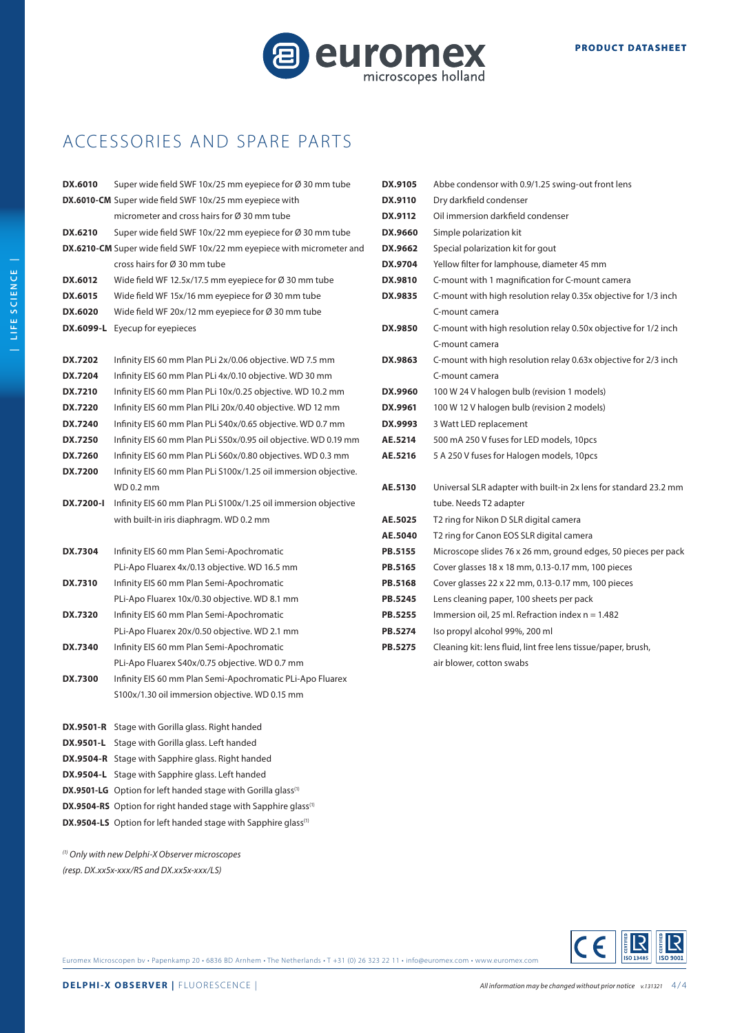# ACCESSORIES AND SPARE PARTS

| | |
|---|---|
| **DX.6010** | Super wide field SWF 10x/25 mm eyepiece for Ø 30 mm tube |
| **DX.6010-CM** | Super wide field SWF 10x/25 mm eyepiece with micrometer and cross hairs for Ø 30 mm tube |
| **DX.6210** | Super wide field SWF 10x/22 mm eyepiece for Ø 30 mm tube |
| **DX.6210-CM** | Super wide field SWF 10x/22 mm eyepiece with micrometer and cross hairs for Ø 30 mm tube |
| **DX.6012** | Wide field WF 12.5x/17.5 mm eyepiece for Ø 30 mm tube |
| **DX.6015** | Wide field WF 15x/16 mm eyepiece for Ø 30 mm tube |
| **DX.6020** | Wide field WF 20x/12 mm eyepiece for Ø 30 mm tube |
| **DX.6099-L** | Eyecup for eyepieces |

| | |
|---|---|
| **DX.7202** | Infinity EIS 60 mm Plan PLi 2x/0.06 objective. WD 7.5 mm |
| **DX.7204** | Infinity EIS 60 mm Plan PLi 4x/0.10 objective. WD 30 mm |
| **DX.7210** | Infinity EIS 60 mm Plan PLi 10x/0.25 objective. WD 10.2 mm |
| **DX.7220** | Infinity EIS 60 mm Plan PlLi 20x/0.40 objective. WD 12 mm |
| **DX.7240** | Infinity EIS 60 mm Plan PLi S40x/0.65 objective. WD 0.7 mm |
| **DX.7250** | Infinity EIS 60 mm Plan PLi S50x/0.95 oil objective. WD 0.19 mm |
| **DX.7260** | Infinity EIS 60 mm Plan PLi S60x/0.80 objectives. WD 0.3 mm |
| **DX.7200** | Infinity EIS 60 mm Plan PLi S100x/1.25 oil immersion objective. WD 0.2 mm |
| **DX.7200-I** | Infinity EIS 60 mm Plan PLi S100x/1.25 oil immersion objective with built-in iris diaphragm. WD 0.2 mm |

| | |
|---|---|
| **DX.7304** | Infinity EIS 60 mm Plan Semi-Apochromatic PLi-Apo Fluarex 4x/0.13 objective. WD 16.5 mm |
| **DX.7310** | Infinity EIS 60 mm Plan Semi-Apochromatic PLi-Apo Fluarex 10x/0.30 objective. WD 8.1 mm |
| **DX.7320** | Infinity EIS 60 mm Plan Semi-Apochromatic PLi-Apo Fluarex 20x/0.50 objective. WD 2.1 mm |
| **DX.7340** | Infinity EIS 60 mm Plan Semi-Apochromatic PLi-Apo Fluarex S40x/0.75 objective. WD 0.7 mm |
| **DX.7300** | Infinity EIS 60 mm Plan Semi-Apochromatic PLi-Apo Fluarex S100x/1.30 oil immersion objective. WD 0.15 mm |

| | |
|---|---|
| **DX.9501-R** | Stage with Gorilla glass. Right handed |
| **DX.9501-L** | Stage with Gorilla glass. Left handed |
| **DX.9504-R** | Stage with Sapphire glass. Right handed |
| **DX.9504-L** | Stage with Sapphire glass. Left handed |
| **DX.9501-LG** | Option for left handed stage with Gorilla glass[1] |
| **DX.9504-RS** | Option for right handed stage with Sapphire glass[1] |
| **DX.9504-LS** | Option for left handed stage with Sapphire glass[1] |

*[1] Only with new Delphi-X Observer microscopes (resp. DX.xx5x-xxx/RS and DX.xx5x-xxx/LS)*

| | |
|---|---|
| **DX.9105** | Abbe condensor with 0.9/1.25 swing-out front lens |
| **DX.9110** | Dry darkfield condenser |
| **DX.9112** | Oil immersion darkfield condenser |
| **DX.9660** | Simple polarization kit |
| **DX.9662** | Special polarization kit for gout |
| **DX.9704** | Yellow filter for lamphouse, diameter 45 mm |
| **DX.9810** | C-mount with 1 magnification for C-mount camera |
| **DX.9835** | C-mount with high resolution relay 0.35x objective for 1/3 inch C-mount camera |
| **DX.9850** | C-mount with high resolution relay 0.50x objective for 1/2 inch C-mount camera |
| **DX.9863** | C-mount with high resolution relay 0.63x objective for 2/3 inch C-mount camera |
| **DX.9960** | 100 W 24 V halogen bulb (revision 1 models) |
| **DX.9961** | 100 W 12 V halogen bulb (revision 2 models) |
| **DX.9993** | 3 Watt LED replacement |
| **AE.5214** | 500 mA 250 V fuses for LED models, 10pcs |
| **AE.5216** | 5 A 250 V fuses for Halogen models, 10pcs |

| | |
|---|---|
| **AE.5130** | Universal SLR adapter with built-in 2x lens for standard 23.2 mm tube. Needs T2 adapter |
| **AE.5025** | T2 ring for Nikon D SLR digital camera |
| **AE.5040** | T2 ring for Canon EOS SLR digital camera |
| **PB.5155** | Microscope slides 76 x 26 mm, ground edges, 50 pieces per pack |
| **PB.5165** | Cover glasses 18 x 18 mm, 0.13-0.17 mm, 100 pieces |
| **PB.5168** | Cover glasses 22 x 22 mm, 0.13-0.17 mm, 100 pieces |
| **PB.5245** | Lens cleaning paper, 100 sheets per pack |
| **PB.5255** | Immersion oil, 25 ml. Refraction index n = 1.482 |
| **PB.5274** | Iso propyl alcohol 99%, 200 ml |
| **PB.5275** | Cleaning kit: lens fluid, lint free lens tissue/paper, brush, air blower, cotton swabs |

Euromex Microscopen bv • Papenkamp 20 • 6836 BD Arnhem • The Netherlands • T +31 (0) 26 323 22 11 • info@euromex.com • www.euromex.com

*All information may be changed without prior notice v.131321*